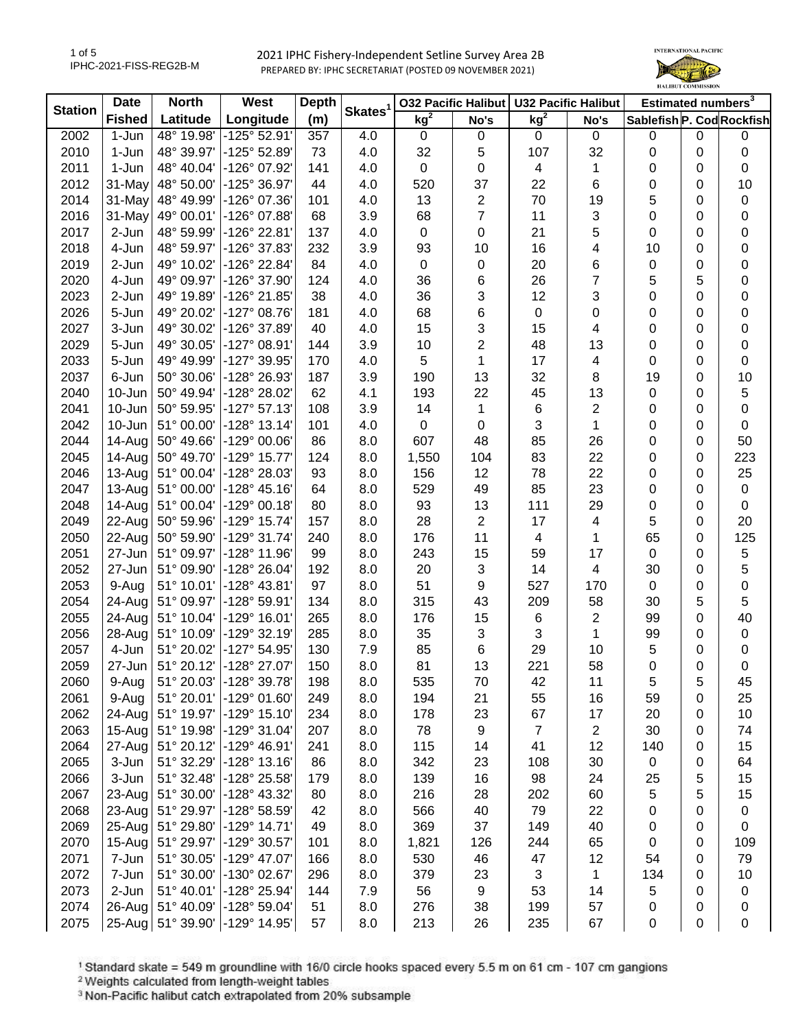# 2021 IPHC Fishery-Independent Setline Survey Area 2B

PREPARED BY: IPHC SECRETARIAT (POSTED 09 NOVEMBER 2021)

IPHC-2021-FISS-REG2B-M

| Station | Date Fished | North Latitude | West Longitude | Depth (m) | Skates[1] | O32 Pacific Halibut kg[2] | O32 Pacific Halibut No's | U32 Pacific Halibut kg[2] | U32 Pacific Halibut No's | Estimated numbers[3] Sablefish | Estimated numbers[3] P. Cod | Estimated numbers[3] Rockfish |
|---|---|---|---|---|---|---|---|---|---|---|---|---|
| 2002 | 1-Jun | 48° 19.98' | -125° 52.91' | 357 | 4.0 | 0 | 0 | 0 | 0 | 0 | 0 | 0 |
| 2010 | 1-Jun | 48° 39.97' | -125° 52.89' | 73 | 4.0 | 32 | 5 | 107 | 32 | 0 | 0 | 0 |
| 2011 | 1-Jun | 48° 40.04' | -126° 07.92' | 141 | 4.0 | 0 | 0 | 4 | 1 | 0 | 0 | 0 |
| 2012 | 31-May | 48° 50.00' | -125° 36.97' | 44 | 4.0 | 520 | 37 | 22 | 6 | 0 | 0 | 10 |
| 2014 | 31-May | 48° 49.99' | -126° 07.36' | 101 | 4.0 | 13 | 2 | 70 | 19 | 5 | 0 | 0 |
| 2016 | 31-May | 49° 00.01' | -126° 07.88' | 68 | 3.9 | 68 | 7 | 11 | 3 | 0 | 0 | 0 |
| 2017 | 2-Jun | 48° 59.99' | -126° 22.81' | 137 | 4.0 | 0 | 0 | 21 | 5 | 0 | 0 | 0 |
| 2018 | 4-Jun | 48° 59.97' | -126° 37.83' | 232 | 3.9 | 93 | 10 | 16 | 4 | 10 | 0 | 0 |
| 2019 | 2-Jun | 49° 10.02' | -126° 22.84' | 84 | 4.0 | 0 | 0 | 20 | 6 | 0 | 0 | 0 |
| 2020 | 4-Jun | 49° 09.97' | -126° 37.90' | 124 | 4.0 | 36 | 6 | 26 | 7 | 5 | 5 | 0 |
| 2023 | 2-Jun | 49° 19.89' | -126° 21.85' | 38 | 4.0 | 36 | 3 | 12 | 3 | 0 | 0 | 0 |
| 2026 | 5-Jun | 49° 20.02' | -127° 08.76' | 181 | 4.0 | 68 | 6 | 0 | 0 | 0 | 0 | 0 |
| 2027 | 3-Jun | 49° 30.02' | -126° 37.89' | 40 | 4.0 | 15 | 3 | 15 | 4 | 0 | 0 | 0 |
| 2029 | 5-Jun | 49° 30.05' | -127° 08.91' | 144 | 3.9 | 10 | 2 | 48 | 13 | 0 | 0 | 0 |
| 2033 | 5-Jun | 49° 49.99' | -127° 39.95' | 170 | 4.0 | 5 | 1 | 17 | 4 | 0 | 0 | 0 |
| 2037 | 6-Jun | 50° 30.06' | -128° 26.93' | 187 | 3.9 | 190 | 13 | 32 | 8 | 19 | 0 | 10 |
| 2040 | 10-Jun | 50° 49.94' | -128° 28.02' | 62 | 4.1 | 193 | 22 | 45 | 13 | 0 | 0 | 5 |
| 2041 | 10-Jun | 50° 59.95' | -127° 57.13' | 108 | 3.9 | 14 | 1 | 6 | 2 | 0 | 0 | 0 |
| 2042 | 10-Jun | 51° 00.00' | -128° 13.14' | 101 | 4.0 | 0 | 0 | 3 | 1 | 0 | 0 | 0 |
| 2044 | 14-Aug | 50° 49.66' | -129° 00.06' | 86 | 8.0 | 607 | 48 | 85 | 26 | 0 | 0 | 50 |
| 2045 | 14-Aug | 50° 49.70' | -129° 15.77' | 124 | 8.0 | 1,550 | 104 | 83 | 22 | 0 | 0 | 223 |
| 2046 | 13-Aug | 51° 00.04' | -128° 28.03' | 93 | 8.0 | 156 | 12 | 78 | 22 | 0 | 0 | 25 |
| 2047 | 13-Aug | 51° 00.00' | -128° 45.16' | 64 | 8.0 | 529 | 49 | 85 | 23 | 0 | 0 | 0 |
| 2048 | 14-Aug | 51° 00.04' | -129° 00.18' | 80 | 8.0 | 93 | 13 | 111 | 29 | 0 | 0 | 0 |
| 2049 | 22-Aug | 50° 59.96' | -129° 15.74' | 157 | 8.0 | 28 | 2 | 17 | 4 | 5 | 0 | 20 |
| 2050 | 22-Aug | 50° 59.90' | -129° 31.74' | 240 | 8.0 | 176 | 11 | 4 | 1 | 65 | 0 | 125 |
| 2051 | 27-Jun | 51° 09.97' | -128° 11.96' | 99 | 8.0 | 243 | 15 | 59 | 17 | 0 | 0 | 5 |
| 2052 | 27-Jun | 51° 09.90' | -128° 26.04' | 192 | 8.0 | 20 | 3 | 14 | 4 | 30 | 0 | 5 |
| 2053 | 9-Aug | 51° 10.01' | -128° 43.81' | 97 | 8.0 | 51 | 9 | 527 | 170 | 0 | 0 | 0 |
| 2054 | 24-Aug | 51° 09.97' | -128° 59.91' | 134 | 8.0 | 315 | 43 | 209 | 58 | 30 | 5 | 5 |
| 2055 | 24-Aug | 51° 10.04' | -129° 16.01' | 265 | 8.0 | 176 | 15 | 6 | 2 | 99 | 0 | 40 |
| 2056 | 28-Aug | 51° 10.09' | -129° 32.19' | 285 | 8.0 | 35 | 3 | 3 | 1 | 99 | 0 | 0 |
| 2057 | 4-Jun | 51° 20.02' | -127° 54.95' | 130 | 7.9 | 85 | 6 | 29 | 10 | 5 | 0 | 0 |
| 2059 | 27-Jun | 51° 20.12' | -128° 27.07' | 150 | 8.0 | 81 | 13 | 221 | 58 | 0 | 0 | 0 |
| 2060 | 9-Aug | 51° 20.03' | -128° 39.78' | 198 | 8.0 | 535 | 70 | 42 | 11 | 5 | 5 | 45 |
| 2061 | 9-Aug | 51° 20.01' | -129° 01.60' | 249 | 8.0 | 194 | 21 | 55 | 16 | 59 | 0 | 25 |
| 2062 | 24-Aug | 51° 19.97' | -129° 15.10' | 234 | 8.0 | 178 | 23 | 67 | 17 | 20 | 0 | 10 |
| 2063 | 15-Aug | 51° 19.98' | -129° 31.04' | 207 | 8.0 | 78 | 9 | 7 | 2 | 30 | 0 | 74 |
| 2064 | 27-Aug | 51° 20.12' | -129° 46.91' | 241 | 8.0 | 115 | 14 | 41 | 12 | 140 | 0 | 15 |
| 2065 | 3-Jun | 51° 32.29' | -128° 13.16' | 86 | 8.0 | 342 | 23 | 108 | 30 | 0 | 0 | 64 |
| 2066 | 3-Jun | 51° 32.48' | -128° 25.58' | 179 | 8.0 | 139 | 16 | 98 | 24 | 25 | 5 | 15 |
| 2067 | 23-Aug | 51° 30.00' | -128° 43.32' | 80 | 8.0 | 216 | 28 | 202 | 60 | 5 | 5 | 15 |
| 2068 | 23-Aug | 51° 29.97' | -128° 58.59' | 42 | 8.0 | 566 | 40 | 79 | 22 | 0 | 0 | 0 |
| 2069 | 25-Aug | 51° 29.80' | -129° 14.71' | 49 | 8.0 | 369 | 37 | 149 | 40 | 0 | 0 | 0 |
| 2070 | 15-Aug | 51° 29.97' | -129° 30.57' | 101 | 8.0 | 1,821 | 126 | 244 | 65 | 0 | 0 | 109 |
| 2071 | 7-Jun | 51° 30.05' | -129° 47.07' | 166 | 8.0 | 530 | 46 | 47 | 12 | 54 | 0 | 79 |
| 2072 | 7-Jun | 51° 30.00' | -130° 02.67' | 296 | 8.0 | 379 | 23 | 3 | 1 | 134 | 0 | 10 |
| 2073 | 2-Jun | 51° 40.01' | -128° 25.94' | 144 | 7.9 | 56 | 9 | 53 | 14 | 5 | 0 | 0 |
| 2074 | 26-Aug | 51° 40.09' | -128° 59.04' | 51 | 8.0 | 276 | 38 | 199 | 57 | 0 | 0 | 0 |
| 2075 | 25-Aug | 51° 39.90' | -129° 14.95' | 57 | 8.0 | 213 | 26 | 235 | 67 | 0 | 0 | 0 |

[1] Standard skate = 549 m groundline with 16/0 circle hooks spaced every 5.5 m on 61 cm - 107 cm gangions

[2] Weights calculated from length-weight tables

[3] Non-Pacific halibut catch extrapolated from 20% subsample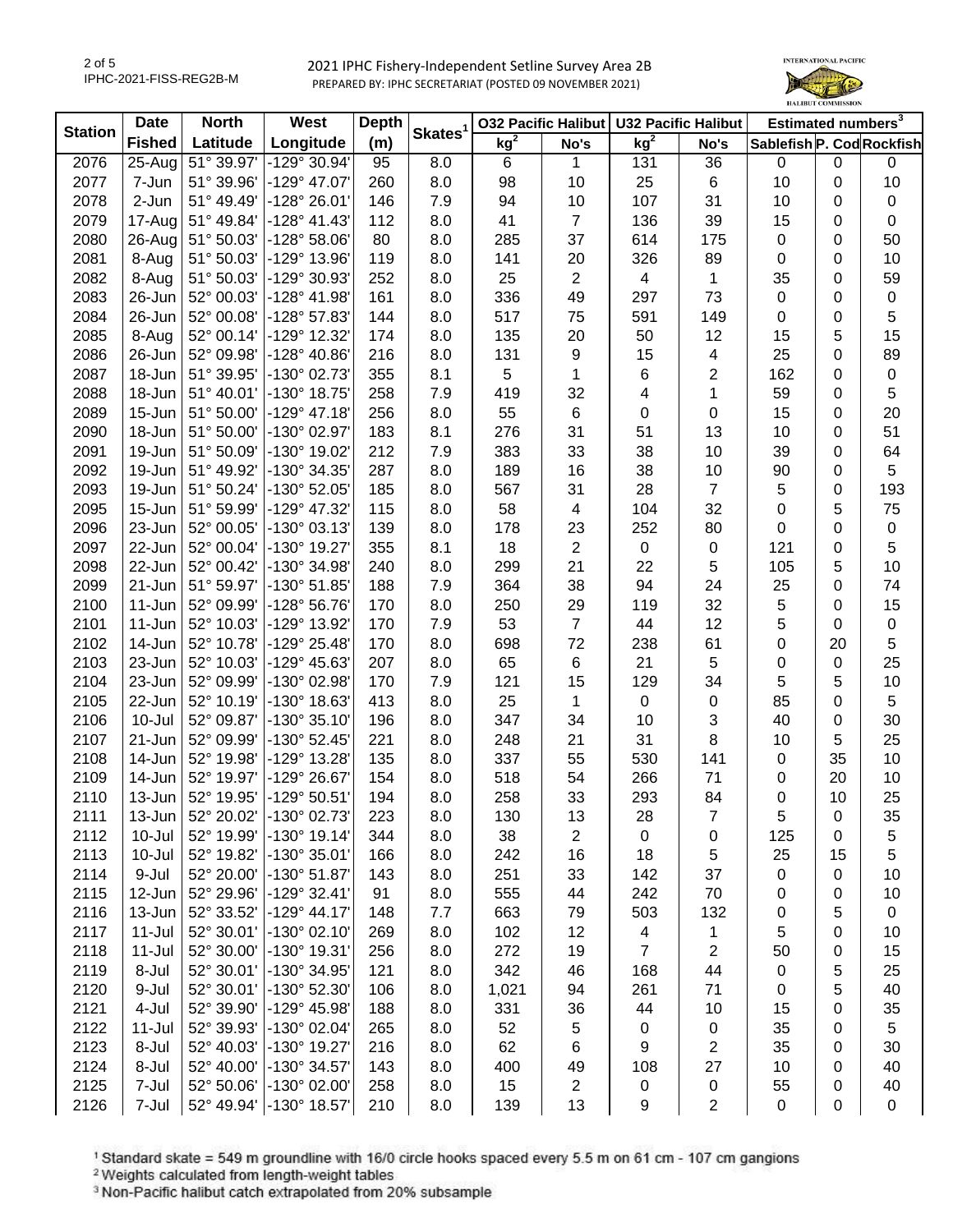2021 IPHC Fishery-Independent Setline Survey Area 2B

PREPARED BY: IPHC SECRETARIAT (POSTED 09 NOVEMBER 2021)

| Station | Date Fished | North Latitude | West Longitude | Depth (m) | Skates[1] | O32 Pacific Halibut | | U32 Pacific Halibut | | Estimated numbers[3] | | |
|---|---|---|---|---|---|---|---|---|---|---|---|---|
| | | | | | | kg[2] | No's | kg[2] | No's | Sablefish | P. Cod | Rockfish |
| 2076 | 25-Aug | 51° 39.97' | -129° 30.94' | 95 | 8.0 | 6 | 1 | 131 | 36 | 0 | 0 | 0 |
| 2077 | 7-Jun | 51° 39.96' | -129° 47.07' | 260 | 8.0 | 98 | 10 | 25 | 6 | 10 | 0 | 10 |
| 2078 | 2-Jun | 51° 49.49' | -128° 26.01' | 146 | 7.9 | 94 | 10 | 107 | 31 | 10 | 0 | 0 |
| 2079 | 17-Aug | 51° 49.84' | -128° 41.43' | 112 | 8.0 | 41 | 7 | 136 | 39 | 15 | 0 | 0 |
| 2080 | 26-Aug | 51° 50.03' | -128° 58.06' | 80 | 8.0 | 285 | 37 | 614 | 175 | 0 | 0 | 50 |
| 2081 | 8-Aug | 51° 50.03' | -129° 13.96' | 119 | 8.0 | 141 | 20 | 326 | 89 | 0 | 0 | 10 |
| 2082 | 8-Aug | 51° 50.03' | -129° 30.93' | 252 | 8.0 | 25 | 2 | 4 | 1 | 35 | 0 | 59 |
| 2083 | 26-Jun | 52° 00.03' | -128° 41.98' | 161 | 8.0 | 336 | 49 | 297 | 73 | 0 | 0 | 0 |
| 2084 | 26-Jun | 52° 00.08' | -128° 57.83' | 144 | 8.0 | 517 | 75 | 591 | 149 | 0 | 0 | 5 |
| 2085 | 8-Aug | 52° 00.14' | -129° 12.32' | 174 | 8.0 | 135 | 20 | 50 | 12 | 15 | 5 | 15 |
| 2086 | 26-Jun | 52° 09.98' | -128° 40.86' | 216 | 8.0 | 131 | 9 | 15 | 4 | 25 | 0 | 89 |
| 2087 | 18-Jun | 51° 39.95' | -130° 02.73' | 355 | 8.1 | 5 | 1 | 6 | 2 | 162 | 0 | 0 |
| 2088 | 18-Jun | 51° 40.01' | -130° 18.75' | 258 | 7.9 | 419 | 32 | 4 | 1 | 59 | 0 | 5 |
| 2089 | 15-Jun | 51° 50.00' | -129° 47.18' | 256 | 8.0 | 55 | 6 | 0 | 0 | 15 | 0 | 20 |
| 2090 | 18-Jun | 51° 50.00' | -130° 02.97' | 183 | 8.1 | 276 | 31 | 51 | 13 | 10 | 0 | 51 |
| 2091 | 19-Jun | 51° 50.09' | -130° 19.02' | 212 | 7.9 | 383 | 33 | 38 | 10 | 39 | 0 | 64 |
| 2092 | 19-Jun | 51° 49.92' | -130° 34.35' | 287 | 8.0 | 189 | 16 | 38 | 10 | 90 | 0 | 5 |
| 2093 | 19-Jun | 51° 50.24' | -130° 52.05' | 185 | 8.0 | 567 | 31 | 28 | 7 | 5 | 0 | 193 |
| 2095 | 15-Jun | 51° 59.99' | -129° 47.32' | 115 | 8.0 | 58 | 4 | 104 | 32 | 0 | 5 | 75 |
| 2096 | 23-Jun | 52° 00.05' | -130° 03.13' | 139 | 8.0 | 178 | 23 | 252 | 80 | 0 | 0 | 0 |
| 2097 | 22-Jun | 52° 00.04' | -130° 19.27' | 355 | 8.1 | 18 | 2 | 0 | 0 | 121 | 0 | 5 |
| 2098 | 22-Jun | 52° 00.42' | -130° 34.98' | 240 | 8.0 | 299 | 21 | 22 | 5 | 105 | 5 | 10 |
| 2099 | 21-Jun | 51° 59.97' | -130° 51.85' | 188 | 7.9 | 364 | 38 | 94 | 24 | 25 | 0 | 74 |
| 2100 | 11-Jun | 52° 09.99' | -128° 56.76' | 170 | 8.0 | 250 | 29 | 119 | 32 | 5 | 0 | 15 |
| 2101 | 11-Jun | 52° 10.03' | -129° 13.92' | 170 | 7.9 | 53 | 7 | 44 | 12 | 5 | 0 | 0 |
| 2102 | 14-Jun | 52° 10.78' | -129° 25.48' | 170 | 8.0 | 698 | 72 | 238 | 61 | 0 | 20 | 5 |
| 2103 | 23-Jun | 52° 10.03' | -129° 45.63' | 207 | 8.0 | 65 | 6 | 21 | 5 | 0 | 0 | 25 |
| 2104 | 23-Jun | 52° 09.99' | -130° 02.98' | 170 | 7.9 | 121 | 15 | 129 | 34 | 5 | 5 | 10 |
| 2105 | 22-Jun | 52° 10.19' | -130° 18.63' | 413 | 8.0 | 25 | 1 | 0 | 0 | 85 | 0 | 5 |
| 2106 | 10-Jul | 52° 09.87' | -130° 35.10' | 196 | 8.0 | 347 | 34 | 10 | 3 | 40 | 0 | 30 |
| 2107 | 21-Jun | 52° 09.99' | -130° 52.45' | 221 | 8.0 | 248 | 21 | 31 | 8 | 10 | 5 | 25 |
| 2108 | 14-Jun | 52° 19.98' | -129° 13.28' | 135 | 8.0 | 337 | 55 | 530 | 141 | 0 | 35 | 10 |
| 2109 | 14-Jun | 52° 19.97' | -129° 26.67' | 154 | 8.0 | 518 | 54 | 266 | 71 | 0 | 20 | 10 |
| 2110 | 13-Jun | 52° 19.95' | -129° 50.51' | 194 | 8.0 | 258 | 33 | 293 | 84 | 0 | 10 | 25 |
| 2111 | 13-Jun | 52° 20.02' | -130° 02.73' | 223 | 8.0 | 130 | 13 | 28 | 7 | 5 | 0 | 35 |
| 2112 | 10-Jul | 52° 19.99' | -130° 19.14' | 344 | 8.0 | 38 | 2 | 0 | 0 | 125 | 0 | 5 |
| 2113 | 10-Jul | 52° 19.82' | -130° 35.01' | 166 | 8.0 | 242 | 16 | 18 | 5 | 25 | 15 | 5 |
| 2114 | 9-Jul | 52° 20.00' | -130° 51.87' | 143 | 8.0 | 251 | 33 | 142 | 37 | 0 | 0 | 10 |
| 2115 | 12-Jun | 52° 29.96' | -129° 32.41' | 91 | 8.0 | 555 | 44 | 242 | 70 | 0 | 0 | 10 |
| 2116 | 13-Jun | 52° 33.52' | -129° 44.17' | 148 | 7.7 | 663 | 79 | 503 | 132 | 0 | 5 | 0 |
| 2117 | 11-Jul | 52° 30.01' | -130° 02.10' | 269 | 8.0 | 102 | 12 | 4 | 1 | 5 | 0 | 10 |
| 2118 | 11-Jul | 52° 30.00' | -130° 19.31' | 256 | 8.0 | 272 | 19 | 7 | 2 | 50 | 0 | 15 |
| 2119 | 8-Jul | 52° 30.01' | -130° 34.95' | 121 | 8.0 | 342 | 46 | 168 | 44 | 0 | 5 | 25 |
| 2120 | 9-Jul | 52° 30.01' | -130° 52.30' | 106 | 8.0 | 1,021 | 94 | 261 | 71 | 0 | 5 | 40 |
| 2121 | 4-Jul | 52° 39.90' | -129° 45.98' | 188 | 8.0 | 331 | 36 | 44 | 10 | 15 | 0 | 35 |
| 2122 | 11-Jul | 52° 39.93' | -130° 02.04' | 265 | 8.0 | 52 | 5 | 0 | 0 | 35 | 0 | 5 |
| 2123 | 8-Jul | 52° 40.03' | -130° 19.27' | 216 | 8.0 | 62 | 6 | 9 | 2 | 35 | 0 | 30 |
| 2124 | 8-Jul | 52° 40.00' | -130° 34.57' | 143 | 8.0 | 400 | 49 | 108 | 27 | 10 | 0 | 40 |
| 2125 | 7-Jul | 52° 50.06' | -130° 02.00' | 258 | 8.0 | 15 | 2 | 0 | 0 | 55 | 0 | 40 |
| 2126 | 7-Jul | 52° 49.94' | -130° 18.57' | 210 | 8.0 | 139 | 13 | 9 | 2 | 0 | 0 | 0 |

[1] Standard skate = 549 m groundline with 16/0 circle hooks spaced every 5.5 m on 61 cm - 107 cm gangions

[2] Weights calculated from length-weight tables

[3] Non-Pacific halibut catch extrapolated from 20% subsample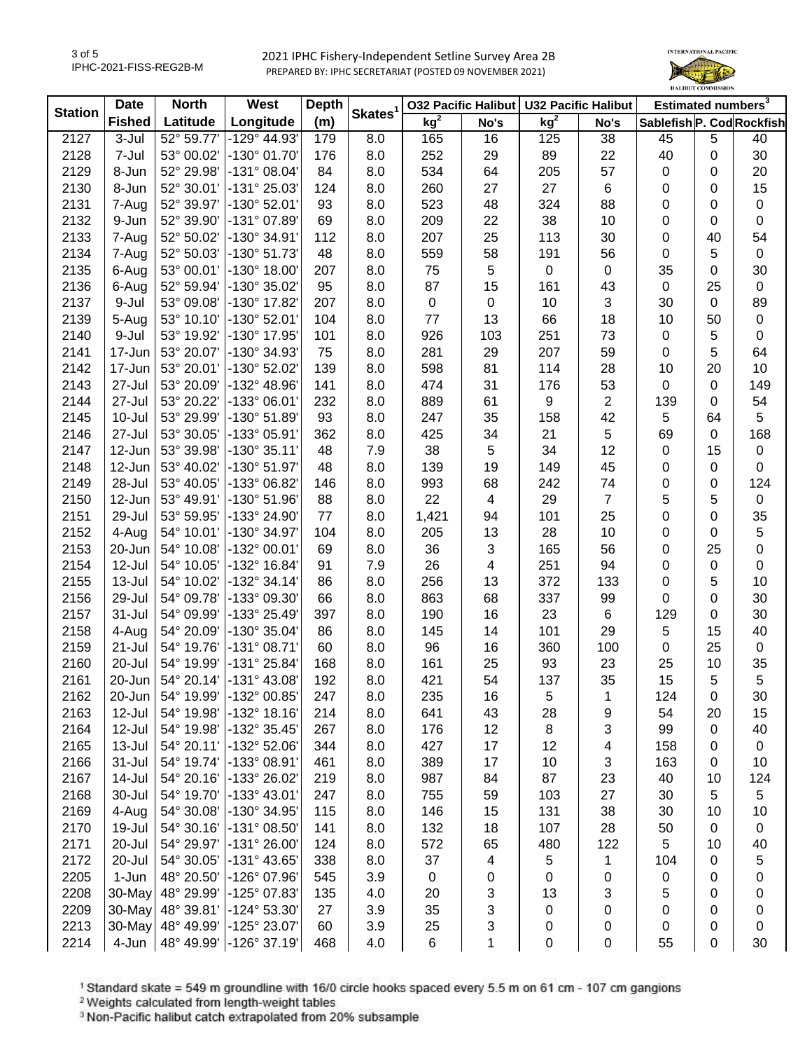# 2021 IPHC Fishery-Independent Setline Survey Area 2B

PREPARED BY: IPHC SECRETARIAT (POSTED 09 NOVEMBER 2021)

| Station | Date Fished | North Latitude | West Longitude | Depth (m) | Skates[1] | O32 Pacific Halibut kg[2] | O32 Pacific Halibut No's | U32 Pacific Halibut kg[2] | U32 Pacific Halibut No's | Estimated numbers[3] Sablefish | Estimated numbers[3] P. Cod | Estimated numbers[3] Rockfish |
|---|---|---|---|---|---|---|---|---|---|---|---|---|
| 2127 | 3-Jul | 52° 59.77' | -129° 44.93' | 179 | 8.0 | 165 | 16 | 125 | 38 | 45 | 5 | 40 |
| 2128 | 7-Jul | 53° 00.02' | -130° 01.70' | 176 | 8.0 | 252 | 29 | 89 | 22 | 40 | 0 | 30 |
| 2129 | 8-Jun | 52° 29.98' | -131° 08.04' | 84 | 8.0 | 534 | 64 | 205 | 57 | 0 | 0 | 20 |
| 2130 | 8-Jun | 52° 30.01' | -131° 25.03' | 124 | 8.0 | 260 | 27 | 27 | 6 | 0 | 0 | 15 |
| 2131 | 7-Aug | 52° 39.97' | -130° 52.01' | 93 | 8.0 | 523 | 48 | 324 | 88 | 0 | 0 | 0 |
| 2132 | 9-Jun | 52° 39.90' | -131° 07.89' | 69 | 8.0 | 209 | 22 | 38 | 10 | 0 | 0 | 0 |
| 2133 | 7-Aug | 52° 50.02' | -130° 34.91' | 112 | 8.0 | 207 | 25 | 113 | 30 | 0 | 40 | 54 |
| 2134 | 7-Aug | 52° 50.03' | -130° 51.73' | 48 | 8.0 | 559 | 58 | 191 | 56 | 0 | 5 | 0 |
| 2135 | 6-Aug | 53° 00.01' | -130° 18.00' | 207 | 8.0 | 75 | 5 | 0 | 0 | 35 | 0 | 30 |
| 2136 | 6-Aug | 52° 59.94' | -130° 35.02' | 95 | 8.0 | 87 | 15 | 161 | 43 | 0 | 25 | 0 |
| 2137 | 9-Jul | 53° 09.08' | -130° 17.82' | 207 | 8.0 | 0 | 0 | 10 | 3 | 30 | 0 | 89 |
| 2139 | 5-Aug | 53° 10.10' | -130° 52.01' | 104 | 8.0 | 77 | 13 | 66 | 18 | 10 | 50 | 0 |
| 2140 | 9-Jul | 53° 19.92' | -130° 17.95' | 101 | 8.0 | 926 | 103 | 251 | 73 | 0 | 5 | 0 |
| 2141 | 17-Jun | 53° 20.07' | -130° 34.93' | 75 | 8.0 | 281 | 29 | 207 | 59 | 0 | 5 | 64 |
| 2142 | 17-Jun | 53° 20.01' | -130° 52.02' | 139 | 8.0 | 598 | 81 | 114 | 28 | 10 | 20 | 10 |
| 2143 | 27-Jul | 53° 20.09' | -132° 48.96' | 141 | 8.0 | 474 | 31 | 176 | 53 | 0 | 0 | 149 |
| 2144 | 27-Jul | 53° 20.22' | -133° 06.01' | 232 | 8.0 | 889 | 61 | 9 | 2 | 139 | 0 | 54 |
| 2145 | 10-Jul | 53° 29.99' | -130° 51.89' | 93 | 8.0 | 247 | 35 | 158 | 42 | 5 | 64 | 5 |
| 2146 | 27-Jul | 53° 30.05' | -133° 05.91' | 362 | 8.0 | 425 | 34 | 21 | 5 | 69 | 0 | 168 |
| 2147 | 12-Jun | 53° 39.98' | -130° 35.11' | 48 | 7.9 | 38 | 5 | 34 | 12 | 0 | 15 | 0 |
| 2148 | 12-Jun | 53° 40.02' | -130° 51.97' | 48 | 8.0 | 139 | 19 | 149 | 45 | 0 | 0 | 0 |
| 2149 | 28-Jul | 53° 40.05' | -133° 06.82' | 146 | 8.0 | 993 | 68 | 242 | 74 | 0 | 0 | 124 |
| 2150 | 12-Jun | 53° 49.91' | -130° 51.96' | 88 | 8.0 | 22 | 4 | 29 | 7 | 5 | 5 | 0 |
| 2151 | 29-Jul | 53° 59.95' | -133° 24.90' | 77 | 8.0 | 1,421 | 94 | 101 | 25 | 0 | 0 | 35 |
| 2152 | 4-Aug | 54° 10.01' | -130° 34.97' | 104 | 8.0 | 205 | 13 | 28 | 10 | 0 | 0 | 5 |
| 2153 | 20-Jun | 54° 10.08' | -132° 00.01' | 69 | 8.0 | 36 | 3 | 165 | 56 | 0 | 25 | 0 |
| 2154 | 12-Jul | 54° 10.05' | -132° 16.84' | 91 | 7.9 | 26 | 4 | 251 | 94 | 0 | 0 | 0 |
| 2155 | 13-Jul | 54° 10.02' | -132° 34.14' | 86 | 8.0 | 256 | 13 | 372 | 133 | 0 | 5 | 10 |
| 2156 | 29-Jul | 54° 09.78' | -133° 09.30' | 66 | 8.0 | 863 | 68 | 337 | 99 | 0 | 0 | 30 |
| 2157 | 31-Jul | 54° 09.99' | -133° 25.49' | 397 | 8.0 | 190 | 16 | 23 | 6 | 129 | 0 | 30 |
| 2158 | 4-Aug | 54° 20.09' | -130° 35.04' | 86 | 8.0 | 145 | 14 | 101 | 29 | 5 | 15 | 40 |
| 2159 | 21-Jul | 54° 19.76' | -131° 08.71' | 60 | 8.0 | 96 | 16 | 360 | 100 | 0 | 25 | 0 |
| 2160 | 20-Jul | 54° 19.99' | -131° 25.84' | 168 | 8.0 | 161 | 25 | 93 | 23 | 25 | 10 | 35 |
| 2161 | 20-Jun | 54° 20.14' | -131° 43.08' | 192 | 8.0 | 421 | 54 | 137 | 35 | 15 | 5 | 5 |
| 2162 | 20-Jun | 54° 19.99' | -132° 00.85' | 247 | 8.0 | 235 | 16 | 5 | 1 | 124 | 0 | 30 |
| 2163 | 12-Jul | 54° 19.98' | -132° 18.16' | 214 | 8.0 | 641 | 43 | 28 | 9 | 54 | 20 | 15 |
| 2164 | 12-Jul | 54° 19.98' | -132° 35.45' | 267 | 8.0 | 176 | 12 | 8 | 3 | 99 | 0 | 40 |
| 2165 | 13-Jul | 54° 20.11' | -132° 52.06' | 344 | 8.0 | 427 | 17 | 12 | 4 | 158 | 0 | 0 |
| 2166 | 31-Jul | 54° 19.74' | -133° 08.91' | 461 | 8.0 | 389 | 17 | 10 | 3 | 163 | 0 | 10 |
| 2167 | 14-Jul | 54° 20.16' | -133° 26.02' | 219 | 8.0 | 987 | 84 | 87 | 23 | 40 | 10 | 124 |
| 2168 | 30-Jul | 54° 19.70' | -133° 43.01' | 247 | 8.0 | 755 | 59 | 103 | 27 | 30 | 5 | 5 |
| 2169 | 4-Aug | 54° 30.08' | -130° 34.95' | 115 | 8.0 | 146 | 15 | 131 | 38 | 30 | 10 | 10 |
| 2170 | 19-Jul | 54° 30.16' | -131° 08.50' | 141 | 8.0 | 132 | 18 | 107 | 28 | 50 | 0 | 0 |
| 2171 | 20-Jul | 54° 29.97' | -131° 26.00' | 124 | 8.0 | 572 | 65 | 480 | 122 | 5 | 10 | 40 |
| 2172 | 20-Jul | 54° 30.05' | -131° 43.65' | 338 | 8.0 | 37 | 4 | 5 | 1 | 104 | 0 | 5 |
| 2205 | 1-Jun | 48° 20.50' | -126° 07.96' | 545 | 3.9 | 0 | 0 | 0 | 0 | 0 | 0 | 0 |
| 2208 | 30-May | 48° 29.99' | -125° 07.83' | 135 | 4.0 | 20 | 3 | 13 | 3 | 5 | 0 | 0 |
| 2209 | 30-May | 48° 39.81' | -124° 53.30' | 27 | 3.9 | 35 | 3 | 0 | 0 | 0 | 0 | 0 |
| 2213 | 30-May | 48° 49.99' | -125° 23.07' | 60 | 3.9 | 25 | 3 | 0 | 0 | 0 | 0 | 0 |
| 2214 | 4-Jun | 48° 49.99' | -126° 37.19' | 468 | 4.0 | 6 | 1 | 0 | 0 | 55 | 0 | 30 |

[1] Standard skate = 549 m groundline with 16/0 circle hooks spaced every 5.5 m on 61 cm - 107 cm gangions

[2] Weights calculated from length-weight tables

[3] Non-Pacific halibut catch extrapolated from 20% subsample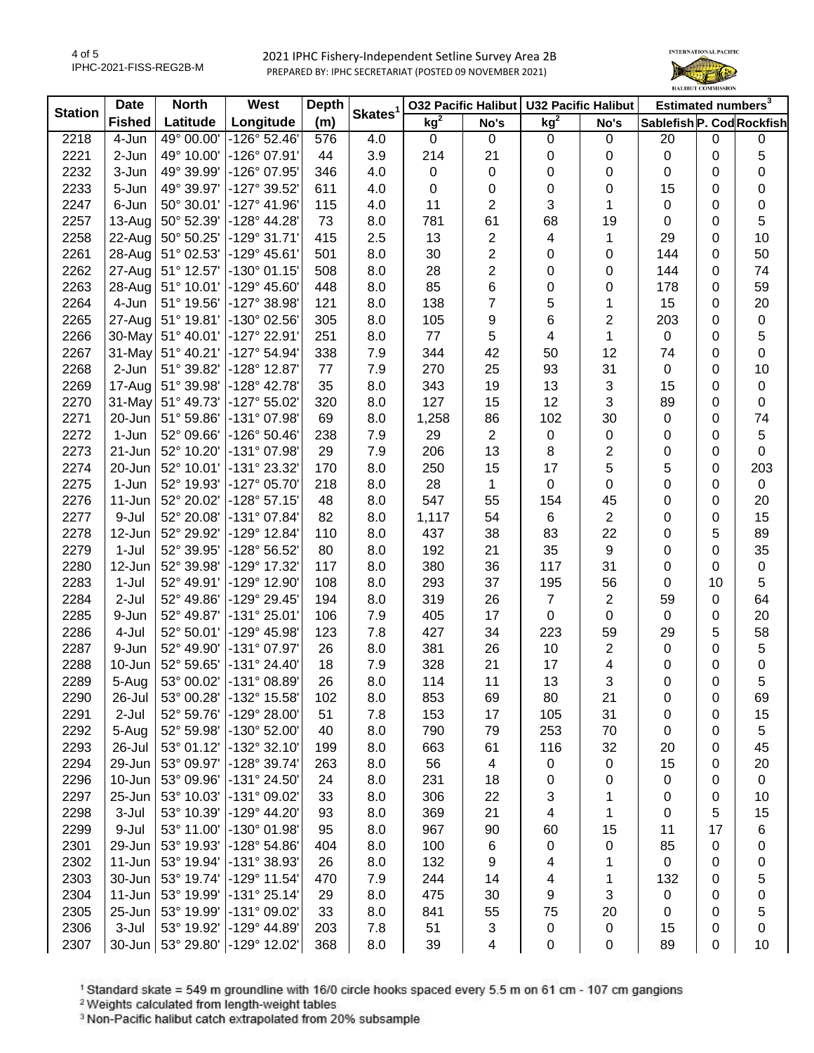2021 IPHC Fishery-Independent Setline Survey Area 2B

PREPARED BY: IPHC SECRETARIAT (POSTED 09 NOVEMBER 2021)

| Station | Date Fished | North Latitude | West Longitude | Depth (m) | Skates[1] | O32 Pacific Halibut kg[2] | O32 Pacific Halibut No's | U32 Pacific Halibut kg[2] | U32 Pacific Halibut No's | Estimated numbers[3] Sablefish | P. Cod | Rockfish |
|---|---|---|---|---|---|---|---|---|---|---|---|---|
| 2218 | 4-Jun | 49° 00.00' | -126° 52.46' | 576 | 4.0 | 0 | 0 | 0 | 0 | 20 | 0 | 0 |
| 2221 | 2-Jun | 49° 10.00' | -126° 07.91' | 44 | 3.9 | 214 | 21 | 0 | 0 | 0 | 0 | 5 |
| 2232 | 3-Jun | 49° 39.99' | -126° 07.95' | 346 | 4.0 | 0 | 0 | 0 | 0 | 0 | 0 | 0 |
| 2233 | 5-Jun | 49° 39.97' | -127° 39.52' | 611 | 4.0 | 0 | 0 | 0 | 0 | 15 | 0 | 0 |
| 2247 | 6-Jun | 50° 30.01' | -127° 41.96' | 115 | 4.0 | 11 | 2 | 3 | 1 | 0 | 0 | 0 |
| 2257 | 13-Aug | 50° 52.39' | -128° 44.28' | 73 | 8.0 | 781 | 61 | 68 | 19 | 0 | 0 | 5 |
| 2258 | 22-Aug | 50° 50.25' | -129° 31.71' | 415 | 2.5 | 13 | 2 | 4 | 1 | 29 | 0 | 10 |
| 2261 | 28-Aug | 51° 02.53' | -129° 45.61' | 501 | 8.0 | 30 | 2 | 0 | 0 | 144 | 0 | 50 |
| 2262 | 27-Aug | 51° 12.57' | -130° 01.15' | 508 | 8.0 | 28 | 2 | 0 | 0 | 144 | 0 | 74 |
| 2263 | 28-Aug | 51° 10.01' | -129° 45.60' | 448 | 8.0 | 85 | 6 | 0 | 0 | 178 | 0 | 59 |
| 2264 | 4-Jun | 51° 19.56' | -127° 38.98' | 121 | 8.0 | 138 | 7 | 5 | 1 | 15 | 0 | 20 |
| 2265 | 27-Aug | 51° 19.81' | -130° 02.56' | 305 | 8.0 | 105 | 9 | 6 | 2 | 203 | 0 | 0 |
| 2266 | 30-May | 51° 40.01' | -127° 22.91' | 251 | 8.0 | 77 | 5 | 4 | 1 | 0 | 0 | 5 |
| 2267 | 31-May | 51° 40.21' | -127° 54.94' | 338 | 7.9 | 344 | 42 | 50 | 12 | 74 | 0 | 0 |
| 2268 | 2-Jun | 51° 39.82' | -128° 12.87' | 77 | 7.9 | 270 | 25 | 93 | 31 | 0 | 0 | 10 |
| 2269 | 17-Aug | 51° 39.98' | -128° 42.78' | 35 | 8.0 | 343 | 19 | 13 | 3 | 15 | 0 | 0 |
| 2270 | 31-May | 51° 49.73' | -127° 55.02' | 320 | 8.0 | 127 | 15 | 12 | 3 | 89 | 0 | 0 |
| 2271 | 20-Jun | 51° 59.86' | -131° 07.98' | 69 | 8.0 | 1,258 | 86 | 102 | 30 | 0 | 0 | 74 |
| 2272 | 1-Jun | 52° 09.66' | -126° 50.46' | 238 | 7.9 | 29 | 2 | 0 | 0 | 0 | 0 | 5 |
| 2273 | 21-Jun | 52° 10.20' | -131° 07.98' | 29 | 7.9 | 206 | 13 | 8 | 2 | 0 | 0 | 0 |
| 2274 | 20-Jun | 52° 10.01' | -131° 23.32' | 170 | 8.0 | 250 | 15 | 17 | 5 | 5 | 0 | 203 |
| 2275 | 1-Jun | 52° 19.93' | -127° 05.70' | 218 | 8.0 | 28 | 1 | 0 | 0 | 0 | 0 | 0 |
| 2276 | 11-Jun | 52° 20.02' | -128° 57.15' | 48 | 8.0 | 547 | 55 | 154 | 45 | 0 | 0 | 20 |
| 2277 | 9-Jul | 52° 20.08' | -131° 07.84' | 82 | 8.0 | 1,117 | 54 | 6 | 2 | 0 | 0 | 15 |
| 2278 | 12-Jun | 52° 29.92' | -129° 12.84' | 110 | 8.0 | 437 | 38 | 83 | 22 | 0 | 5 | 89 |
| 2279 | 1-Jul | 52° 39.95' | -128° 56.52' | 80 | 8.0 | 192 | 21 | 35 | 9 | 0 | 0 | 35 |
| 2280 | 12-Jun | 52° 39.98' | -129° 17.32' | 117 | 8.0 | 380 | 36 | 117 | 31 | 0 | 0 | 0 |
| 2283 | 1-Jul | 52° 49.91' | -129° 12.90' | 108 | 8.0 | 293 | 37 | 195 | 56 | 0 | 10 | 5 |
| 2284 | 2-Jul | 52° 49.86' | -129° 29.45' | 194 | 8.0 | 319 | 26 | 7 | 2 | 59 | 0 | 64 |
| 2285 | 9-Jun | 52° 49.87' | -131° 25.01' | 106 | 7.9 | 405 | 17 | 0 | 0 | 0 | 0 | 20 |
| 2286 | 4-Jul | 52° 50.01' | -129° 45.98' | 123 | 7.8 | 427 | 34 | 223 | 59 | 29 | 5 | 58 |
| 2287 | 9-Jun | 52° 49.90' | -131° 07.97' | 26 | 8.0 | 381 | 26 | 10 | 2 | 0 | 0 | 5 |
| 2288 | 10-Jun | 52° 59.65' | -131° 24.40' | 18 | 7.9 | 328 | 21 | 17 | 4 | 0 | 0 | 0 |
| 2289 | 5-Aug | 53° 00.02' | -131° 08.89' | 26 | 8.0 | 114 | 11 | 13 | 3 | 0 | 0 | 5 |
| 2290 | 26-Jul | 53° 00.28' | -132° 15.58' | 102 | 8.0 | 853 | 69 | 80 | 21 | 0 | 0 | 69 |
| 2291 | 2-Jul | 52° 59.76' | -129° 28.00' | 51 | 7.8 | 153 | 17 | 105 | 31 | 0 | 0 | 15 |
| 2292 | 5-Aug | 52° 59.98' | -130° 52.00' | 40 | 8.0 | 790 | 79 | 253 | 70 | 0 | 0 | 5 |
| 2293 | 26-Jul | 53° 01.12' | -132° 32.10' | 199 | 8.0 | 663 | 61 | 116 | 32 | 20 | 0 | 45 |
| 2294 | 29-Jun | 53° 09.97' | -128° 39.74' | 263 | 8.0 | 56 | 4 | 0 | 0 | 15 | 0 | 20 |
| 2296 | 10-Jun | 53° 09.96' | -131° 24.50' | 24 | 8.0 | 231 | 18 | 0 | 0 | 0 | 0 | 0 |
| 2297 | 25-Jun | 53° 10.03' | -131° 09.02' | 33 | 8.0 | 306 | 22 | 3 | 1 | 0 | 0 | 10 |
| 2298 | 3-Jul | 53° 10.39' | -129° 44.20' | 93 | 8.0 | 369 | 21 | 4 | 1 | 0 | 5 | 15 |
| 2299 | 9-Jul | 53° 11.00' | -130° 01.98' | 95 | 8.0 | 967 | 90 | 60 | 15 | 11 | 17 | 6 |
| 2301 | 29-Jun | 53° 19.93' | -128° 54.86' | 404 | 8.0 | 100 | 6 | 0 | 0 | 85 | 0 | 0 |
| 2302 | 11-Jun | 53° 19.94' | -131° 38.93' | 26 | 8.0 | 132 | 9 | 4 | 1 | 0 | 0 | 0 |
| 2303 | 30-Jun | 53° 19.74' | -129° 11.54' | 470 | 7.9 | 244 | 14 | 4 | 1 | 132 | 0 | 5 |
| 2304 | 11-Jun | 53° 19.99' | -131° 25.14' | 29 | 8.0 | 475 | 30 | 9 | 3 | 0 | 0 | 0 |
| 2305 | 25-Jun | 53° 19.99' | -131° 09.02' | 33 | 8.0 | 841 | 55 | 75 | 20 | 0 | 0 | 5 |
| 2306 | 3-Jul | 53° 19.92' | -129° 44.89' | 203 | 7.8 | 51 | 3 | 0 | 0 | 15 | 0 | 0 |
| 2307 | 30-Jun | 53° 29.80' | -129° 12.02' | 368 | 8.0 | 39 | 4 | 0 | 0 | 89 | 0 | 10 |

[1] Standard skate = 549 m groundline with 16/0 circle hooks spaced every 5.5 m on 61 cm - 107 cm gangions

[2] Weights calculated from length-weight tables

[3] Non-Pacific halibut catch extrapolated from 20% subsample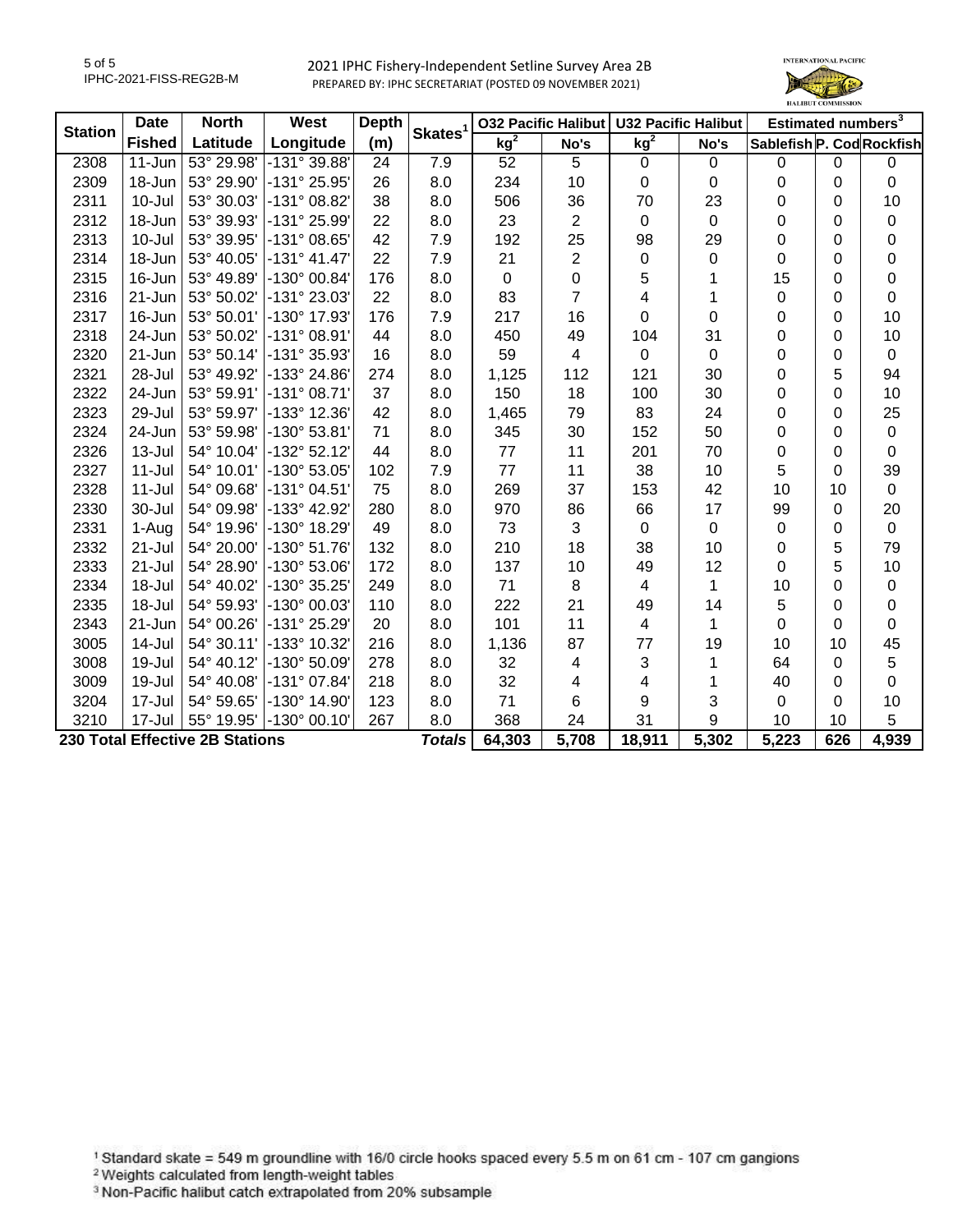2021 IPHC Fishery-Independent Setline Survey Area 2B

PREPARED BY: IPHC SECRETARIAT (POSTED 09 NOVEMBER 2021)

| Station | Date Fished | North Latitude | West Longitude | Depth (m) | Skates[1] | O32 Pacific Halibut kg[2] | O32 Pacific Halibut No's | U32 Pacific Halibut kg[2] | U32 Pacific Halibut No's | Estimated numbers[3] Sablefish | Estimated numbers[3] P. Cod | Estimated numbers[3] Rockfish |
|---|---|---|---|---|---|---|---|---|---|---|---|---|
| 2308 | 11-Jun | 53° 29.98' | -131° 39.88' | 24 | 7.9 | 52 | 5 | 0 | 0 | 0 | 0 | 0 |
| 2309 | 18-Jun | 53° 29.90' | -131° 25.95' | 26 | 8.0 | 234 | 10 | 0 | 0 | 0 | 0 | 0 |
| 2311 | 10-Jul | 53° 30.03' | -131° 08.82' | 38 | 8.0 | 506 | 36 | 70 | 23 | 0 | 0 | 10 |
| 2312 | 18-Jun | 53° 39.93' | -131° 25.99' | 22 | 8.0 | 23 | 2 | 0 | 0 | 0 | 0 | 0 |
| 2313 | 10-Jul | 53° 39.95' | -131° 08.65' | 42 | 7.9 | 192 | 25 | 98 | 29 | 0 | 0 | 0 |
| 2314 | 18-Jun | 53° 40.05' | -131° 41.47' | 22 | 7.9 | 21 | 2 | 0 | 0 | 0 | 0 | 0 |
| 2315 | 16-Jun | 53° 49.89' | -130° 00.84' | 176 | 8.0 | 0 | 0 | 5 | 1 | 15 | 0 | 0 |
| 2316 | 21-Jun | 53° 50.02' | -131° 23.03' | 22 | 8.0 | 83 | 7 | 4 | 1 | 0 | 0 | 0 |
| 2317 | 16-Jun | 53° 50.01' | -130° 17.93' | 176 | 7.9 | 217 | 16 | 0 | 0 | 0 | 0 | 10 |
| 2318 | 24-Jun | 53° 50.02' | -131° 08.91' | 44 | 8.0 | 450 | 49 | 104 | 31 | 0 | 0 | 10 |
| 2320 | 21-Jun | 53° 50.14' | -131° 35.93' | 16 | 8.0 | 59 | 4 | 0 | 0 | 0 | 0 | 0 |
| 2321 | 28-Jul | 53° 49.92' | -133° 24.86' | 274 | 8.0 | 1,125 | 112 | 121 | 30 | 0 | 5 | 94 |
| 2322 | 24-Jun | 53° 59.91' | -131° 08.71' | 37 | 8.0 | 150 | 18 | 100 | 30 | 0 | 0 | 10 |
| 2323 | 29-Jul | 53° 59.97' | -133° 12.36' | 42 | 8.0 | 1,465 | 79 | 83 | 24 | 0 | 0 | 25 |
| 2324 | 24-Jun | 53° 59.98' | -130° 53.81' | 71 | 8.0 | 345 | 30 | 152 | 50 | 0 | 0 | 0 |
| 2326 | 13-Jul | 54° 10.04' | -132° 52.12' | 44 | 8.0 | 77 | 11 | 201 | 70 | 0 | 0 | 0 |
| 2327 | 11-Jul | 54° 10.01' | -130° 53.05' | 102 | 7.9 | 77 | 11 | 38 | 10 | 5 | 0 | 39 |
| 2328 | 11-Jul | 54° 09.68' | -131° 04.51' | 75 | 8.0 | 269 | 37 | 153 | 42 | 10 | 10 | 0 |
| 2330 | 30-Jul | 54° 09.98' | -133° 42.92' | 280 | 8.0 | 970 | 86 | 66 | 17 | 99 | 0 | 20 |
| 2331 | 1-Aug | 54° 19.96' | -130° 18.29' | 49 | 8.0 | 73 | 3 | 0 | 0 | 0 | 0 | 0 |
| 2332 | 21-Jul | 54° 20.00' | -130° 51.76' | 132 | 8.0 | 210 | 18 | 38 | 10 | 0 | 5 | 79 |
| 2333 | 21-Jul | 54° 28.90' | -130° 53.06' | 172 | 8.0 | 137 | 10 | 49 | 12 | 0 | 5 | 10 |
| 2334 | 18-Jul | 54° 40.02' | -130° 35.25' | 249 | 8.0 | 71 | 8 | 4 | 1 | 10 | 0 | 0 |
| 2335 | 18-Jul | 54° 59.93' | -130° 00.03' | 110 | 8.0 | 222 | 21 | 49 | 14 | 5 | 0 | 0 |
| 2343 | 21-Jun | 54° 00.26' | -131° 25.29' | 20 | 8.0 | 101 | 11 | 4 | 1 | 0 | 0 | 0 |
| 3005 | 14-Jul | 54° 30.11' | -133° 10.32' | 216 | 8.0 | 1,136 | 87 | 77 | 19 | 10 | 10 | 45 |
| 3008 | 19-Jul | 54° 40.12' | -130° 50.09' | 278 | 8.0 | 32 | 4 | 3 | 1 | 64 | 0 | 5 |
| 3009 | 19-Jul | 54° 40.08' | -131° 07.84' | 218 | 8.0 | 32 | 4 | 4 | 1 | 40 | 0 | 0 |
| 3204 | 17-Jul | 54° 59.65' | -130° 14.90' | 123 | 8.0 | 71 | 6 | 9 | 3 | 0 | 0 | 10 |
| 3210 | 17-Jul | 55° 19.95' | -130° 00.10' | 267 | 8.0 | 368 | 24 | 31 | 9 | 10 | 10 | 5 |
| **230 Total Effective 2B Stations** | | | | | ***Totals*** | **64,303** | **5,708** | **18,911** | **5,302** | **5,223** | **626** | **4,939** |

[1] Standard skate = 549 m groundline with 16/0 circle hooks spaced every 5.5 m on 61 cm - 107 cm gangions

[2] Weights calculated from length-weight tables

[3] Non-Pacific halibut catch extrapolated from 20% subsample